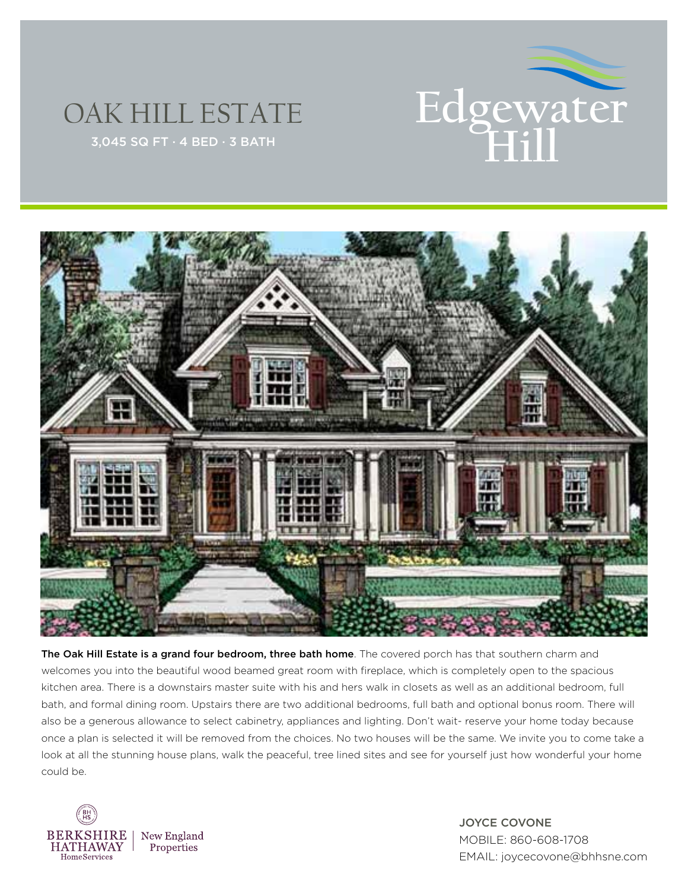# OAK HILL ESTATE

3,045 SQ FT · 4 BED · 3 BATH

Edgewater Hill

**The Oak Hill Estate is a grand four bedroom, three bath home**. The covered porch has that southern charm and welcomes you into the beautiful wood beamed great room with fireplace, which is completely open to the spacious kitchen area. There is a downstairs master suite with his and hers walk in closets as well as an additional bedroom, full bath, and formal dining room. Upstairs there are two additional bedrooms, full bath and optional bonus room. There will also be a generous allowance to select cabinetry, appliances and lighting. Don't wait- reserve your home today because once a plan is selected it will be removed from the choices. No two houses will be the same. We invite you to come take a look at all the stunning house plans, walk the peaceful, tree lined sites and see for yourself just how wonderful your home could be.

BERKSHIRE HATHAWAY HomeServices | New England Properties

JOYCE COVONE
MOBILE: 860-608-1708
EMAIL: joycecovone@bhhsne.com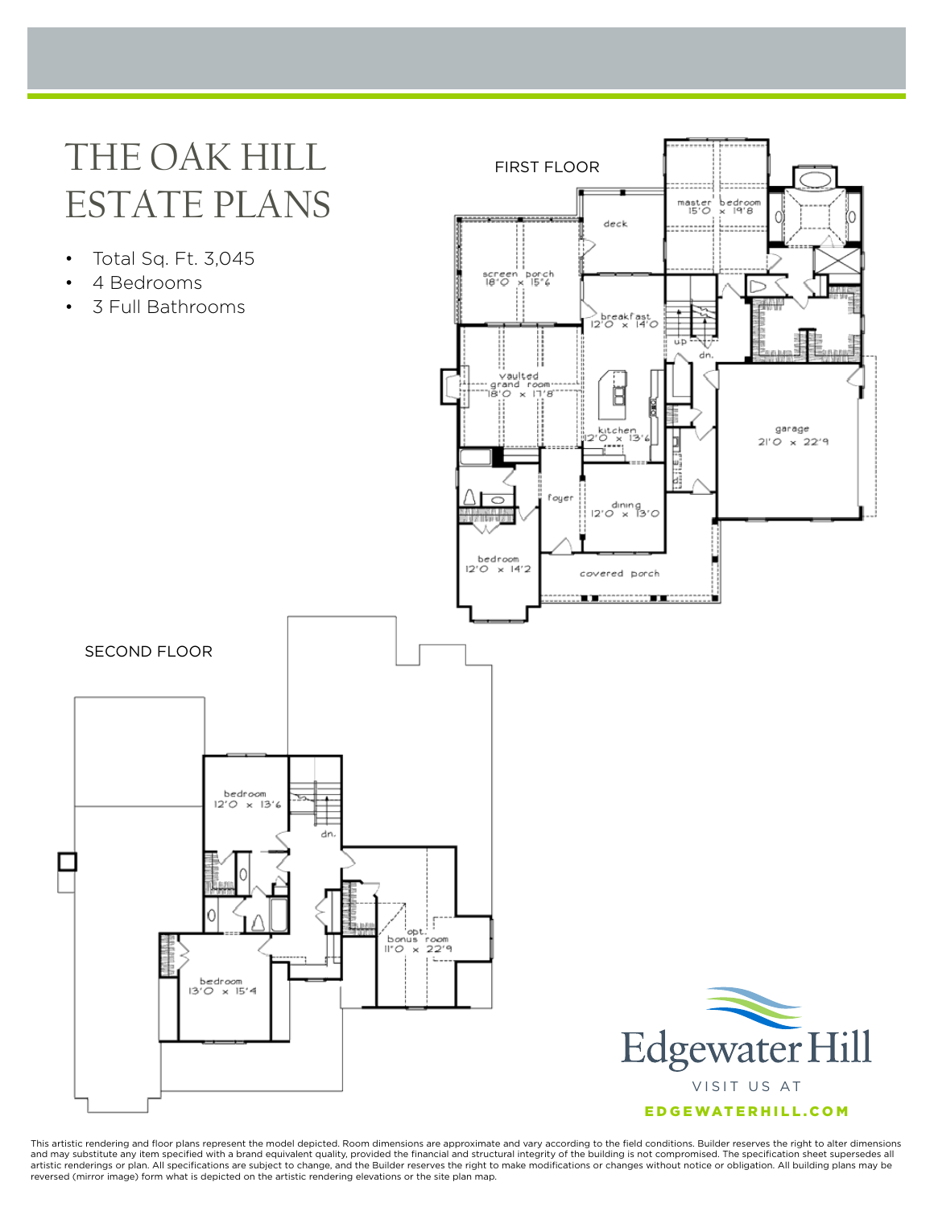# THE OAK HILL ESTATE PLANS

- Total Sq. Ft. 3,045
- 4 Bedrooms
- 3 Full Bathrooms

FIRST FLOOR

master bedroom 15'0 x 19'8
deck
screen porch 18'0 x 15'6
breakfast 12'0 x 14'0
up
dn.
vaulted grand room 18'0 x 17'8
kitchen 12'0 x 13'6
garage 21'0 x 22'9
foyer
dining 12'0 x 13'0
bedroom 12'0 x 14'2
covered porch

SECOND FLOOR

bedroom 12'0 x 13'6
dn.
opt. bonus room 11'0 x 22'9
bedroom 13'0 x 15'4

Edgewater Hill

VISIT US AT

EDGEWATERHILL.COM

This artistic rendering and floor plans represent the model depicted. Room dimensions are approximate and vary according to the field conditions. Builder reserves the right to alter dimensions and may substitute any item specified with a brand equivalent quality, provided the financial and structural integrity of the building is not compromised. The specification sheet supersedes all artistic renderings or plan. All specifications are subject to change, and the Builder reserves the right to make modifications or changes without notice or obligation. All building plans may be reversed (mirror image) form what is depicted on the artistic rendering elevations or the site plan map.